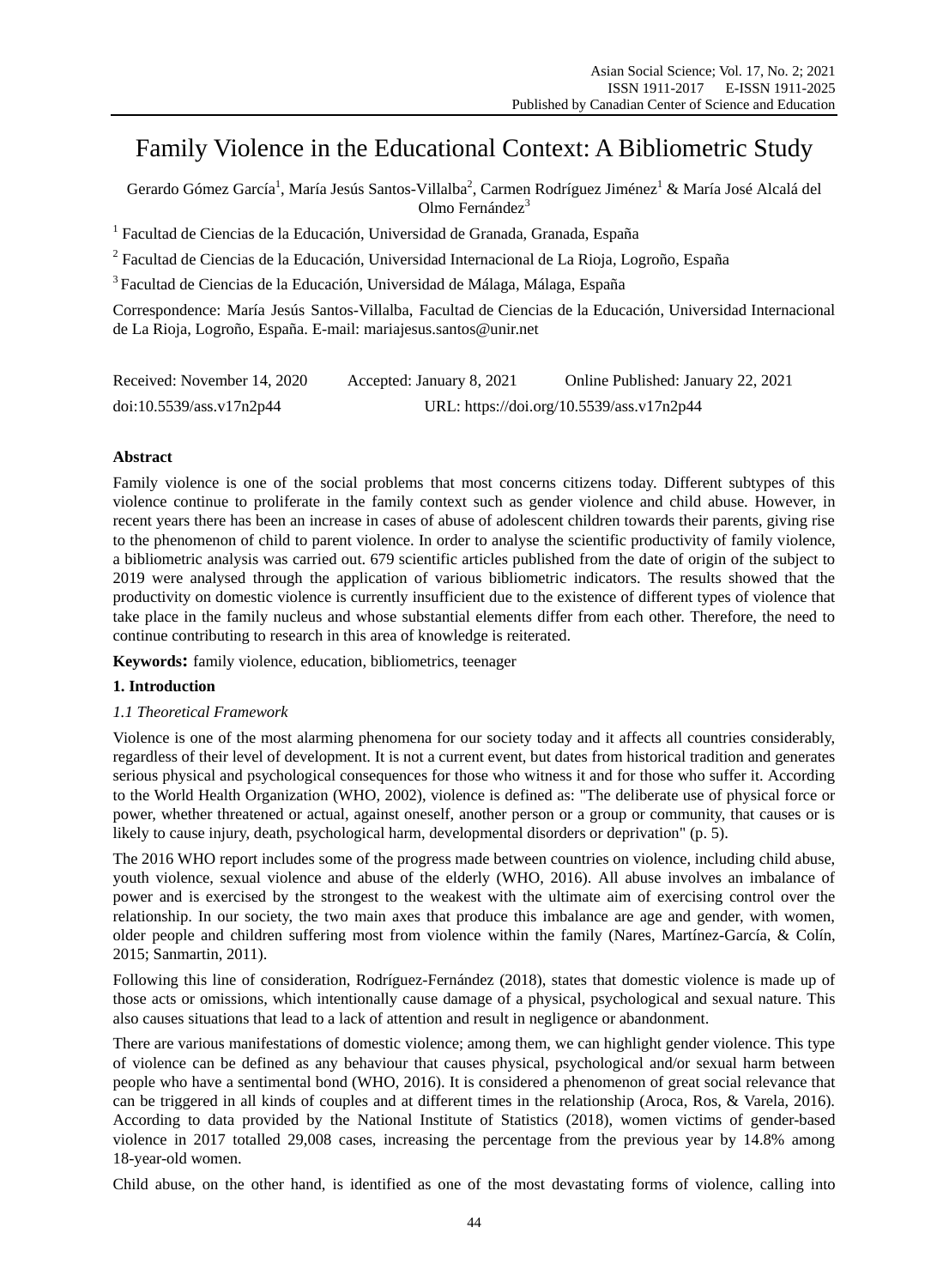# Family Violence in the Educational Context: A Bibliometric Study

Gerardo Gómez García[1], María Jesús Santos-Villalba[2], Carmen Rodríguez Jiménez[1] & María José Alcalá del Olmo Fernández[3]

[1] Facultad de Ciencias de la Educación, Universidad de Granada, Granada, España

[2] Facultad de Ciencias de la Educación, Universidad Internacional de La Rioja, Logroño, España

[3] Facultad de Ciencias de la Educación, Universidad de Málaga, Málaga, España

Correspondence: María Jesús Santos-Villalba, Facultad de Ciencias de la Educación, Universidad Internacional de La Rioja, Logroño, España. E-mail: mariajesus.santos@unir.net

Received: November 14, 2020 Accepted: January 8, 2021 Online Published: January 22, 2021

doi:10.5539/ass.v17n2p44 URL: https://doi.org/10.5539/ass.v17n2p44

## Abstract

Family violence is one of the social problems that most concerns citizens today. Different subtypes of this violence continue to proliferate in the family context such as gender violence and child abuse. However, in recent years there has been an increase in cases of abuse of adolescent children towards their parents, giving rise to the phenomenon of child to parent violence. In order to analyse the scientific productivity of family violence, a bibliometric analysis was carried out. 679 scientific articles published from the date of origin of the subject to 2019 were analysed through the application of various bibliometric indicators. The results showed that the productivity on domestic violence is currently insufficient due to the existence of different types of violence that take place in the family nucleus and whose substantial elements differ from each other. Therefore, the need to continue contributing to research in this area of knowledge is reiterated.

**Keywords:** family violence, education, bibliometrics, teenager

## 1. Introduction

### *1.1 Theoretical Framework*

Violence is one of the most alarming phenomena for our society today and it affects all countries considerably, regardless of their level of development. It is not a current event, but dates from historical tradition and generates serious physical and psychological consequences for those who witness it and for those who suffer it. According to the World Health Organization (WHO, 2002), violence is defined as: "The deliberate use of physical force or power, whether threatened or actual, against oneself, another person or a group or community, that causes or is likely to cause injury, death, psychological harm, developmental disorders or deprivation" (p. 5).

The 2016 WHO report includes some of the progress made between countries on violence, including child abuse, youth violence, sexual violence and abuse of the elderly (WHO, 2016). All abuse involves an imbalance of power and is exercised by the strongest to the weakest with the ultimate aim of exercising control over the relationship. In our society, the two main axes that produce this imbalance are age and gender, with women, older people and children suffering most from violence within the family (Nares, Martínez-García, & Colín, 2015; Sanmartin, 2011).

Following this line of consideration, Rodríguez-Fernández (2018), states that domestic violence is made up of those acts or omissions, which intentionally cause damage of a physical, psychological and sexual nature. This also causes situations that lead to a lack of attention and result in negligence or abandonment.

There are various manifestations of domestic violence; among them, we can highlight gender violence. This type of violence can be defined as any behaviour that causes physical, psychological and/or sexual harm between people who have a sentimental bond (WHO, 2016). It is considered a phenomenon of great social relevance that can be triggered in all kinds of couples and at different times in the relationship (Aroca, Ros, & Varela, 2016). According to data provided by the National Institute of Statistics (2018), women victims of gender-based violence in 2017 totalled 29,008 cases, increasing the percentage from the previous year by 14.8% among 18-year-old women.

Child abuse, on the other hand, is identified as one of the most devastating forms of violence, calling into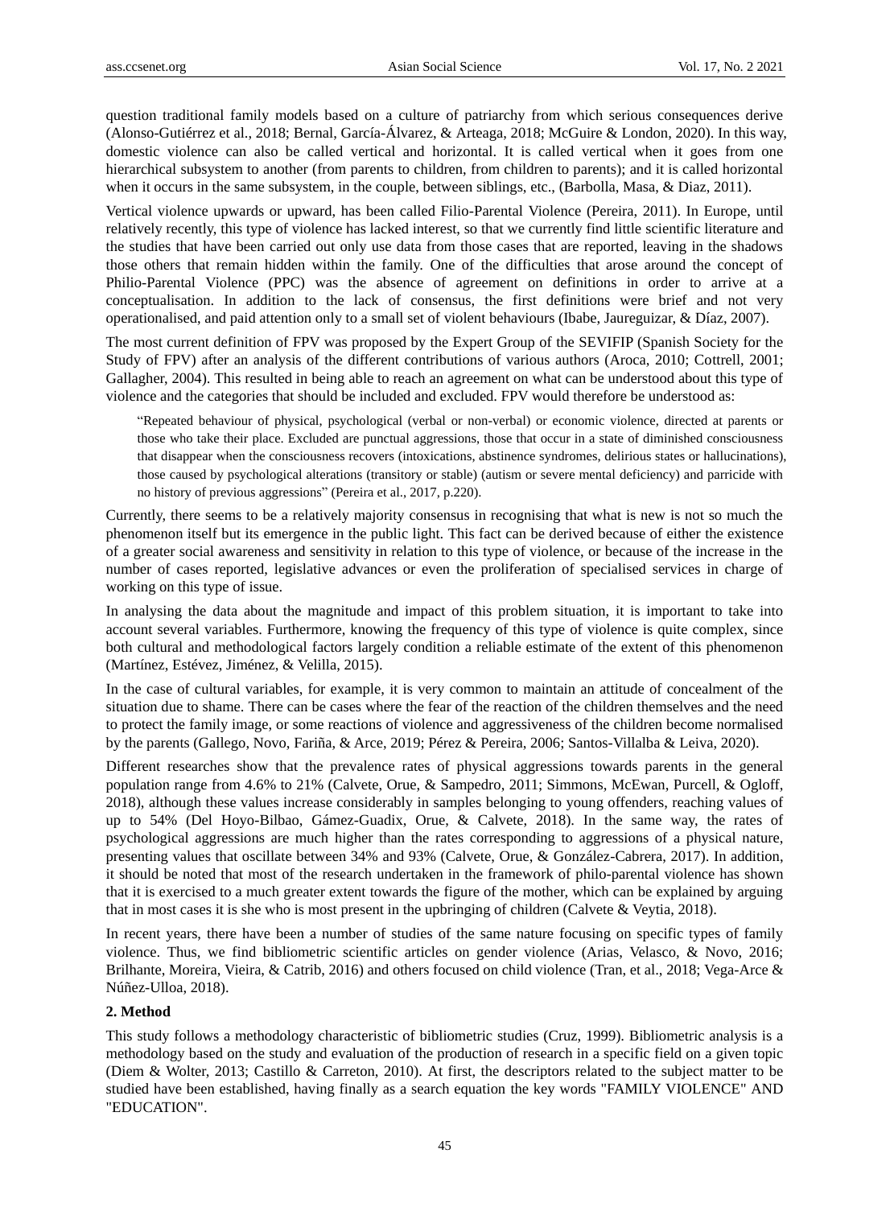question traditional family models based on a culture of patriarchy from which serious consequences derive (Alonso-Gutiérrez et al., 2018; Bernal, García-Álvarez, & Arteaga, 2018; McGuire & London, 2020). In this way, domestic violence can also be called vertical and horizontal. It is called vertical when it goes from one hierarchical subsystem to another (from parents to children, from children to parents); and it is called horizontal when it occurs in the same subsystem, in the couple, between siblings, etc., (Barbolla, Masa, & Diaz, 2011).

Vertical violence upwards or upward, has been called Filio-Parental Violence (Pereira, 2011). In Europe, until relatively recently, this type of violence has lacked interest, so that we currently find little scientific literature and the studies that have been carried out only use data from those cases that are reported, leaving in the shadows those others that remain hidden within the family. One of the difficulties that arose around the concept of Philio-Parental Violence (PPC) was the absence of agreement on definitions in order to arrive at a conceptualisation. In addition to the lack of consensus, the first definitions were brief and not very operationalised, and paid attention only to a small set of violent behaviours (Ibabe, Jaureguizar, & Díaz, 2007).

The most current definition of FPV was proposed by the Expert Group of the SEVIFIP (Spanish Society for the Study of FPV) after an analysis of the different contributions of various authors (Aroca, 2010; Cottrell, 2001; Gallagher, 2004). This resulted in being able to reach an agreement on what can be understood about this type of violence and the categories that should be included and excluded. FPV would therefore be understood as:

> "Repeated behaviour of physical, psychological (verbal or non-verbal) or economic violence, directed at parents or those who take their place. Excluded are punctual aggressions, those that occur in a state of diminished consciousness that disappear when the consciousness recovers (intoxications, abstinence syndromes, delirious states or hallucinations), those caused by psychological alterations (transitory or stable) (autism or severe mental deficiency) and parricide with no history of previous aggressions" (Pereira et al., 2017, p.220).

Currently, there seems to be a relatively majority consensus in recognising that what is new is not so much the phenomenon itself but its emergence in the public light. This fact can be derived because of either the existence of a greater social awareness and sensitivity in relation to this type of violence, or because of the increase in the number of cases reported, legislative advances or even the proliferation of specialised services in charge of working on this type of issue.

In analysing the data about the magnitude and impact of this problem situation, it is important to take into account several variables. Furthermore, knowing the frequency of this type of violence is quite complex, since both cultural and methodological factors largely condition a reliable estimate of the extent of this phenomenon (Martínez, Estévez, Jiménez, & Velilla, 2015).

In the case of cultural variables, for example, it is very common to maintain an attitude of concealment of the situation due to shame. There can be cases where the fear of the reaction of the children themselves and the need to protect the family image, or some reactions of violence and aggressiveness of the children become normalised by the parents (Gallego, Novo, Fariña, & Arce, 2019; Pérez & Pereira, 2006; Santos-Villalba & Leiva, 2020).

Different researches show that the prevalence rates of physical aggressions towards parents in the general population range from 4.6% to 21% (Calvete, Orue, & Sampedro, 2011; Simmons, McEwan, Purcell, & Ogloff, 2018), although these values increase considerably in samples belonging to young offenders, reaching values of up to 54% (Del Hoyo-Bilbao, Gámez-Guadix, Orue, & Calvete, 2018). In the same way, the rates of psychological aggressions are much higher than the rates corresponding to aggressions of a physical nature, presenting values that oscillate between 34% and 93% (Calvete, Orue, & González-Cabrera, 2017). In addition, it should be noted that most of the research undertaken in the framework of philo-parental violence has shown that it is exercised to a much greater extent towards the figure of the mother, which can be explained by arguing that in most cases it is she who is most present in the upbringing of children (Calvete & Veytia, 2018).

In recent years, there have been a number of studies of the same nature focusing on specific types of family violence. Thus, we find bibliometric scientific articles on gender violence (Arias, Velasco, & Novo, 2016; Brilhante, Moreira, Vieira, & Catrib, 2016) and others focused on child violence (Tran, et al., 2018; Vega-Arce & Núñez-Ulloa, 2018).

## 2. Method

This study follows a methodology characteristic of bibliometric studies (Cruz, 1999). Bibliometric analysis is a methodology based on the study and evaluation of the production of research in a specific field on a given topic (Diem & Wolter, 2013; Castillo & Carreton, 2010). At first, the descriptors related to the subject matter to be studied have been established, having finally as a search equation the key words "FAMILY VIOLENCE" AND "EDUCATION".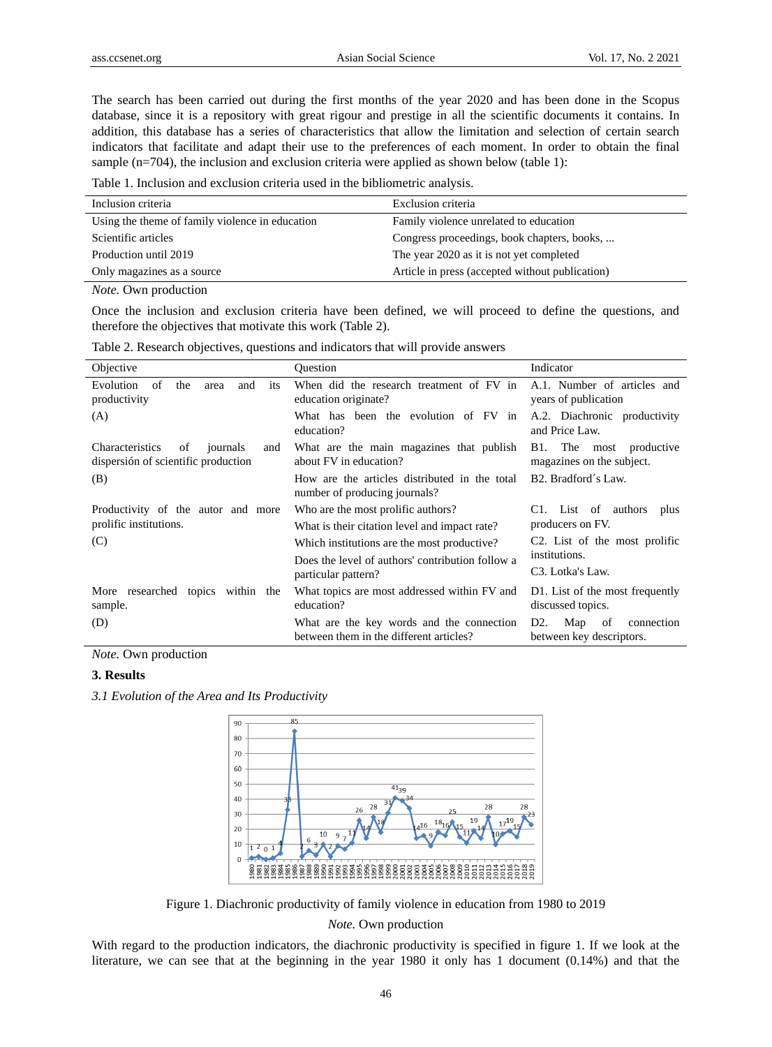The search has been carried out during the first months of the year 2020 and has been done in the Scopus database, since it is a repository with great rigour and prestige in all the scientific documents it contains. In addition, this database has a series of characteristics that allow the limitation and selection of certain search indicators that facilitate and adapt their use to the preferences of each moment. In order to obtain the final sample (n=704), the inclusion and exclusion criteria were applied as shown below (table 1):

Table 1. Inclusion and exclusion criteria used in the bibliometric analysis.

| Inclusion criteria | Exclusion criteria |
|---|---|
| Using the theme of family violence in education | Family violence unrelated to education |
| Scientific articles | Congress proceedings, book chapters, books, ... |
| Production until 2019 | The year 2020 as it is not yet completed |
| Only magazines as a source | Article in press (accepted without publication) |

*Note.* Own production

Once the inclusion and exclusion criteria have been defined, we will proceed to define the questions, and therefore the objectives that motivate this work (Table 2).

Table 2. Research objectives, questions and indicators that will provide answers

| Objective | Question | Indicator |
|---|---|---|
| Evolution of the area and its productivity (A) | When did the research treatment of FV in education originate? | A.1. Number of articles and years of publication |
| | What has been the evolution of FV in education? | A.2. Diachronic productivity and Price Law. |
| Characteristics of journals and dispersión of scientific production (B) | What are the main magazines that publish about FV in education? | B1. The most productive magazines on the subject. |
| | How are the articles distributed in the total number of producing journals? | B2. Bradford´s Law. |
| Productivity of the autor and more prolific institutions. (C) | Who are the most prolific authors? | C1. List of authors plus producers on FV. |
| | What is their citation level and impact rate? | |
| | Which institutions are the most productive? | C2. List of the most prolific institutions. |
| | Does the level of authors' contribution follow a particular pattern? | C3. Lotka's Law. |
| More researched topics within the sample. (D) | What topics are most addressed within FV and education? | D1. List of the most frequently discussed topics. |
| | What are the key words and the connection between them in the different articles? | D2. Map of connection between key descriptors. |

*Note.* Own production

### 3. Results

#### *3.1 Evolution of the Area and Its Productivity*

Figure 1. Diachronic productivity of family violence in education from 1980 to 2019

*Note.* Own production

With regard to the production indicators, the diachronic productivity is specified in figure 1. If we look at the literature, we can see that at the beginning in the year 1980 it only has 1 document (0.14%) and that the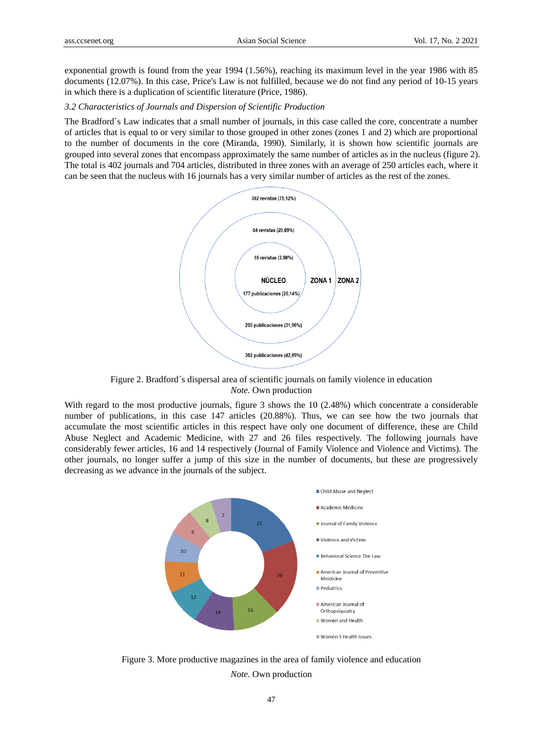exponential growth is found from the year 1994 (1.56%), reaching its maximum level in the year 1986 with 85 documents (12.07%). In this case, Price's Law is not fulfilled, because we do not find any period of 10-15 years in which there is a duplication of scientific literature (Price, 1986).

### *3.2 Characteristics of Journals and Dispersion of Scientific Production*

The Bradford´s Law indicates that a small number of journals, in this case called the core, concentrate a number of articles that is equal to or very similar to those grouped in other zones (zones 1 and 2) which are proportional to the number of documents in the core (Miranda, 1990). Similarly, it is shown how scientific journals are grouped into several zones that encompass approximately the same number of articles as in the nucleus (figure 2). The total is 402 journals and 704 articles, distributed in three zones with an average of 250 articles each, where it can be seen that the nucleus with 16 journals has a very similar number of articles as the rest of the zones.

Figure 2. Bradford´s dispersal area of scientific journals on family violence in education

*Note.* Own production

With regard to the most productive journals, figure 3 shows the 10 (2.48%) which concentrate a considerable number of publications, in this case 147 articles (20.88%). Thus, we can see how the two journals that accumulate the most scientific articles in this respect have only one document of difference, these are Child Abuse Neglect and Academic Medicine, with 27 and 26 files respectively. The following journals have considerably fewer articles, 16 and 14 respectively (Journal of Family Violence and Violence and Victims). The other journals, no longer suffer a jump of this size in the number of documents, but these are progressively decreasing as we advance in the journals of the subject.

Figure 3. More productive magazines in the area of family violence and education

*Note.* Own production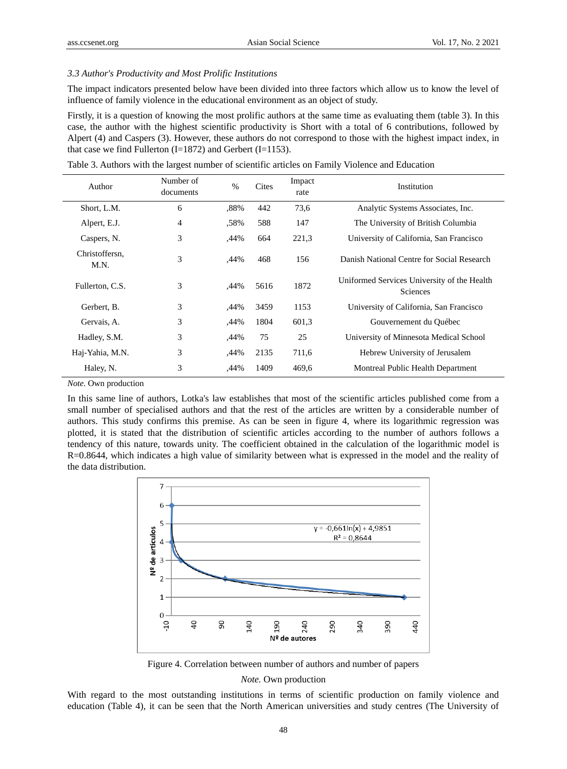### 3.3 Author's Productivity and Most Prolific Institutions

The impact indicators presented below have been divided into three factors which allow us to know the level of influence of family violence in the educational environment as an object of study.

Firstly, it is a question of knowing the most prolific authors at the same time as evaluating them (table 3). In this case, the author with the highest scientific productivity is Short with a total of 6 contributions, followed by Alpert (4) and Caspers (3). However, these authors do not correspond to those with the highest impact index, in that case we find Fullerton (I=1872) and Gerbert (I=1153).

Table 3. Authors with the largest number of scientific articles on Family Violence and Education

| Author | Number of documents | % | Cites | Impact rate | Institution |
|---|---|---|---|---|---|
| Short, L.M. | 6 | ,88% | 442 | 73,6 | Analytic Systems Associates, Inc. |
| Alpert, E.J. | 4 | ,58% | 588 | 147 | The University of British Columbia |
| Caspers, N. | 3 | ,44% | 664 | 221,3 | University of California, San Francisco |
| Christoffersn, M.N. | 3 | ,44% | 468 | 156 | Danish National Centre for Social Research |
| Fullerton, C.S. | 3 | ,44% | 5616 | 1872 | Uniformed Services University of the Health Sciences |
| Gerbert, B. | 3 | ,44% | 3459 | 1153 | University of California, San Francisco |
| Gervais, A. | 3 | ,44% | 1804 | 601,3 | Gouvernement du Québec |
| Hadley, S.M. | 3 | ,44% | 75 | 25 | University of Minnesota Medical School |
| Haj-Yahia, M.N. | 3 | ,44% | 2135 | 711,6 | Hebrew University of Jerusalem |
| Haley, N. | 3 | ,44% | 1409 | 469,6 | Montreal Public Health Department |

*Note.* Own production

In this same line of authors, Lotka's law establishes that most of the scientific articles published come from a small number of specialised authors and that the rest of the articles are written by a considerable number of authors. This study confirms this premise. As can be seen in figure 4, where its logarithmic regression was plotted, it is stated that the distribution of scientific articles according to the number of authors follows a tendency of this nature, towards unity. The coefficient obtained in the calculation of the logarithmic model is R=0.8644, which indicates a high value of similarity between what is expressed in the model and the reality of the data distribution.

Figure 4. Correlation between number of authors and number of papers

*Note.* Own production

With regard to the most outstanding institutions in terms of scientific production on family violence and education (Table 4), it can be seen that the North American universities and study centres (The University of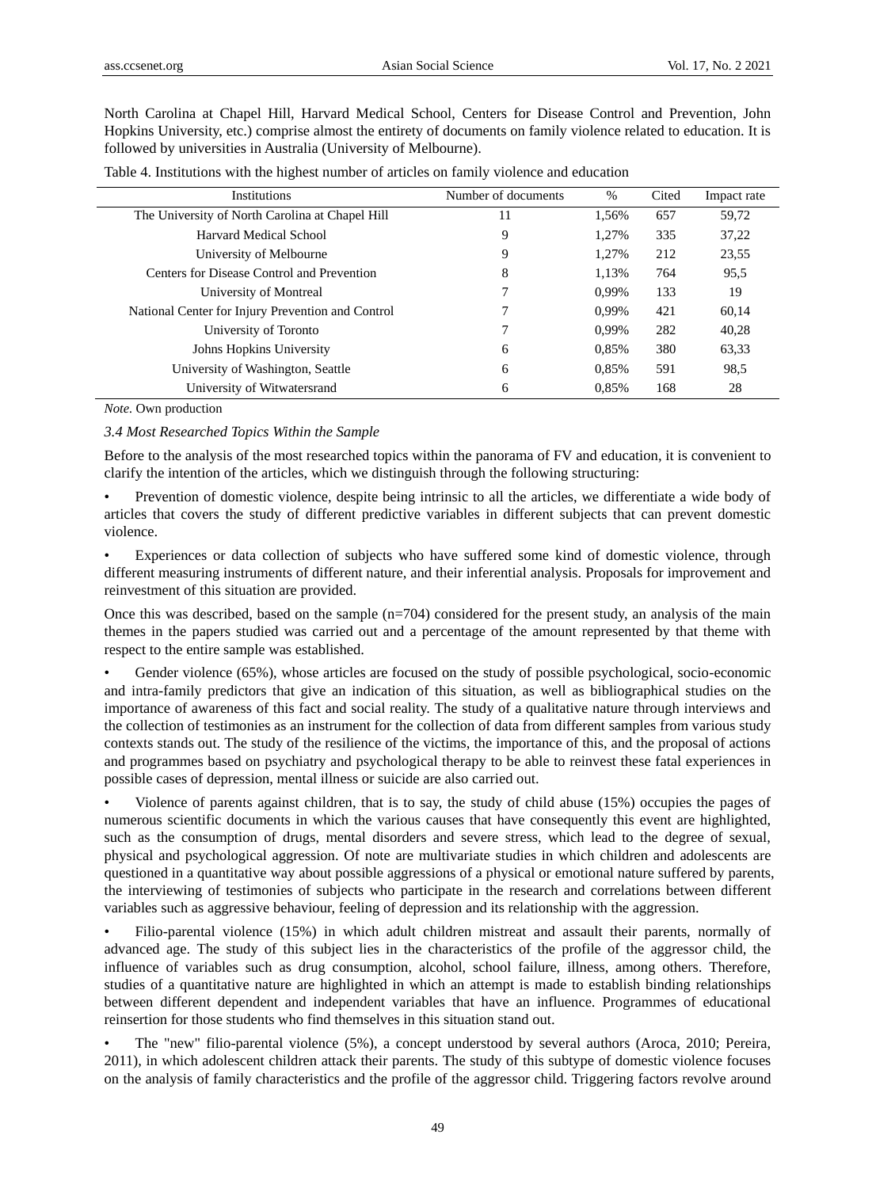North Carolina at Chapel Hill, Harvard Medical School, Centers for Disease Control and Prevention, John Hopkins University, etc.) comprise almost the entirety of documents on family violence related to education. It is followed by universities in Australia (University of Melbourne).

Table 4. Institutions with the highest number of articles on family violence and education

| Institutions | Number of documents | % | Cited | Impact rate |
|---|---|---|---|---|
| The University of North Carolina at Chapel Hill | 11 | 1,56% | 657 | 59,72 |
| Harvard Medical School | 9 | 1,27% | 335 | 37,22 |
| University of Melbourne | 9 | 1,27% | 212 | 23,55 |
| Centers for Disease Control and Prevention | 8 | 1,13% | 764 | 95,5 |
| University of Montreal | 7 | 0,99% | 133 | 19 |
| National Center for Injury Prevention and Control | 7 | 0,99% | 421 | 60,14 |
| University of Toronto | 7 | 0,99% | 282 | 40,28 |
| Johns Hopkins University | 6 | 0,85% | 380 | 63,33 |
| University of Washington, Seattle | 6 | 0,85% | 591 | 98,5 |
| University of Witwatersrand | 6 | 0,85% | 168 | 28 |

*Note.* Own production

### *3.4 Most Researched Topics Within the Sample*

Before to the analysis of the most researched topics within the panorama of FV and education, it is convenient to clarify the intention of the articles, which we distinguish through the following structuring:

- Prevention of domestic violence, despite being intrinsic to all the articles, we differentiate a wide body of articles that covers the study of different predictive variables in different subjects that can prevent domestic violence.
- Experiences or data collection of subjects who have suffered some kind of domestic violence, through different measuring instruments of different nature, and their inferential analysis. Proposals for improvement and reinvestment of this situation are provided.

Once this was described, based on the sample (n=704) considered for the present study, an analysis of the main themes in the papers studied was carried out and a percentage of the amount represented by that theme with respect to the entire sample was established.

- Gender violence (65%), whose articles are focused on the study of possible psychological, socio-economic and intra-family predictors that give an indication of this situation, as well as bibliographical studies on the importance of awareness of this fact and social reality. The study of a qualitative nature through interviews and the collection of testimonies as an instrument for the collection of data from different samples from various study contexts stands out. The study of the resilience of the victims, the importance of this, and the proposal of actions and programmes based on psychiatry and psychological therapy to be able to reinvest these fatal experiences in possible cases of depression, mental illness or suicide are also carried out.
- Violence of parents against children, that is to say, the study of child abuse (15%) occupies the pages of numerous scientific documents in which the various causes that have consequently this event are highlighted, such as the consumption of drugs, mental disorders and severe stress, which lead to the degree of sexual, physical and psychological aggression. Of note are multivariate studies in which children and adolescents are questioned in a quantitative way about possible aggressions of a physical or emotional nature suffered by parents, the interviewing of testimonies of subjects who participate in the research and correlations between different variables such as aggressive behaviour, feeling of depression and its relationship with the aggression.
- Filio-parental violence (15%) in which adult children mistreat and assault their parents, normally of advanced age. The study of this subject lies in the characteristics of the profile of the aggressor child, the influence of variables such as drug consumption, alcohol, school failure, illness, among others. Therefore, studies of a quantitative nature are highlighted in which an attempt is made to establish binding relationships between different dependent and independent variables that have an influence. Programmes of educational reinsertion for those students who find themselves in this situation stand out.
- The "new" filio-parental violence (5%), a concept understood by several authors (Aroca, 2010; Pereira, 2011), in which adolescent children attack their parents. The study of this subtype of domestic violence focuses on the analysis of family characteristics and the profile of the aggressor child. Triggering factors revolve around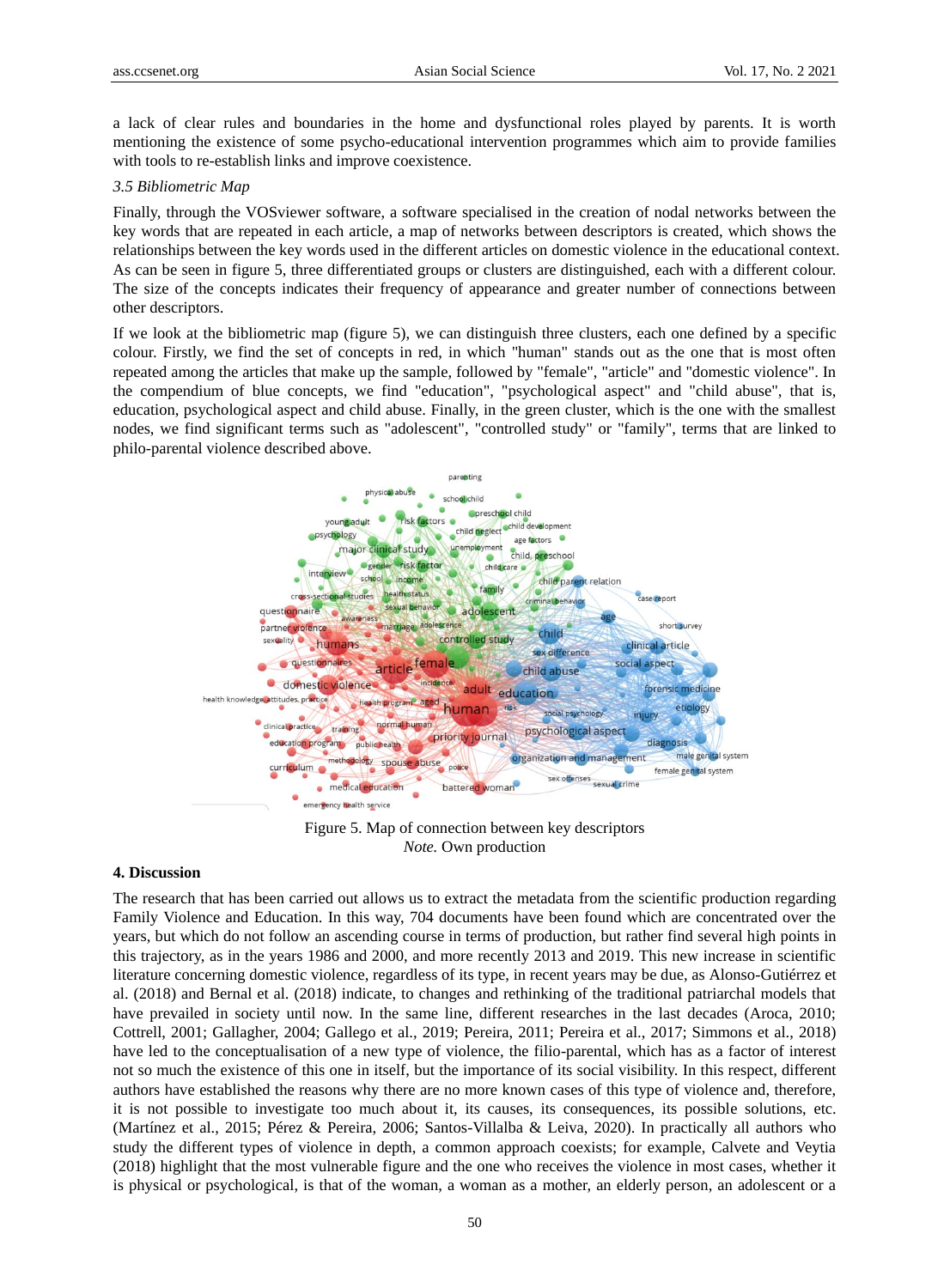a lack of clear rules and boundaries in the home and dysfunctional roles played by parents. It is worth mentioning the existence of some psycho-educational intervention programmes which aim to provide families with tools to re-establish links and improve coexistence.

*3.5 Bibliometric Map*

Finally, through the VOSviewer software, a software specialised in the creation of nodal networks between the key words that are repeated in each article, a map of networks between descriptors is created, which shows the relationships between the key words used in the different articles on domestic violence in the educational context. As can be seen in figure 5, three differentiated groups or clusters are distinguished, each with a different colour. The size of the concepts indicates their frequency of appearance and greater number of connections between other descriptors.

If we look at the bibliometric map (figure 5), we can distinguish three clusters, each one defined by a specific colour. Firstly, we find the set of concepts in red, in which "human" stands out as the one that is most often repeated among the articles that make up the sample, followed by "female", "article" and "domestic violence". In the compendium of blue concepts, we find "education", "psychological aspect" and "child abuse", that is, education, psychological aspect and child abuse. Finally, in the green cluster, which is the one with the smallest nodes, we find significant terms such as "adolescent", "controlled study" or "family", terms that are linked to philo-parental violence described above.

Figure 5. Map of connection between key descriptors

*Note.* Own production

## 4. Discussion

The research that has been carried out allows us to extract the metadata from the scientific production regarding Family Violence and Education. In this way, 704 documents have been found which are concentrated over the years, but which do not follow an ascending course in terms of production, but rather find several high points in this trajectory, as in the years 1986 and 2000, and more recently 2013 and 2019. This new increase in scientific literature concerning domestic violence, regardless of its type, in recent years may be due, as Alonso-Gutiérrez et al. (2018) and Bernal et al. (2018) indicate, to changes and rethinking of the traditional patriarchal models that have prevailed in society until now. In the same line, different researches in the last decades (Aroca, 2010; Cottrell, 2001; Gallagher, 2004; Gallego et al., 2019; Pereira, 2011; Pereira et al., 2017; Simmons et al., 2018) have led to the conceptualisation of a new type of violence, the filio-parental, which has as a factor of interest not so much the existence of this one in itself, but the importance of its social visibility. In this respect, different authors have established the reasons why there are no more known cases of this type of violence and, therefore, it is not possible to investigate too much about it, its causes, its consequences, its possible solutions, etc. (Martínez et al., 2015; Pérez & Pereira, 2006; Santos-Villalba & Leiva, 2020). In practically all authors who study the different types of violence in depth, a common approach coexists; for example, Calvete and Veytia (2018) highlight that the most vulnerable figure and the one who receives the violence in most cases, whether it is physical or psychological, is that of the woman, a woman as a mother, an elderly person, an adolescent or a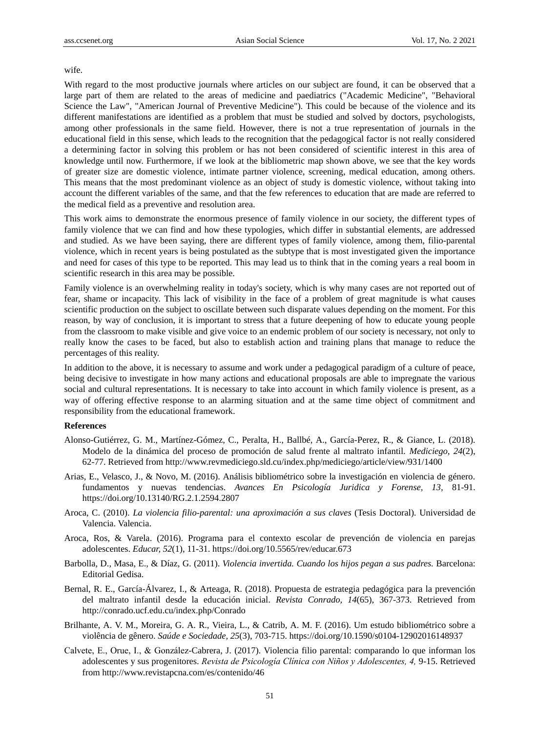wife.

With regard to the most productive journals where articles on our subject are found, it can be observed that a large part of them are related to the areas of medicine and paediatrics ("Academic Medicine", "Behavioral Science the Law", "American Journal of Preventive Medicine"). This could be because of the violence and its different manifestations are identified as a problem that must be studied and solved by doctors, psychologists, among other professionals in the same field. However, there is not a true representation of journals in the educational field in this sense, which leads to the recognition that the pedagogical factor is not really considered a determining factor in solving this problem or has not been considered of scientific interest in this area of knowledge until now. Furthermore, if we look at the bibliometric map shown above, we see that the key words of greater size are domestic violence, intimate partner violence, screening, medical education, among others. This means that the most predominant violence as an object of study is domestic violence, without taking into account the different variables of the same, and that the few references to education that are made are referred to the medical field as a preventive and resolution area.

This work aims to demonstrate the enormous presence of family violence in our society, the different types of family violence that we can find and how these typologies, which differ in substantial elements, are addressed and studied. As we have been saying, there are different types of family violence, among them, filio-parental violence, which in recent years is being postulated as the subtype that is most investigated given the importance and need for cases of this type to be reported. This may lead us to think that in the coming years a real boom in scientific research in this area may be possible.

Family violence is an overwhelming reality in today's society, which is why many cases are not reported out of fear, shame or incapacity. This lack of visibility in the face of a problem of great magnitude is what causes scientific production on the subject to oscillate between such disparate values depending on the moment. For this reason, by way of conclusion, it is important to stress that a future deepening of how to educate young people from the classroom to make visible and give voice to an endemic problem of our society is necessary, not only to really know the cases to be faced, but also to establish action and training plans that manage to reduce the percentages of this reality.

In addition to the above, it is necessary to assume and work under a pedagogical paradigm of a culture of peace, being decisive to investigate in how many actions and educational proposals are able to impregnate the various social and cultural representations. It is necessary to take into account in which family violence is present, as a way of offering effective response to an alarming situation and at the same time object of commitment and responsibility from the educational framework.

## References

Alonso-Gutiérrez, G. M., Martínez-Gómez, C., Peralta, H., Ballbé, A., García-Perez, R., & Giance, L. (2018). Modelo de la dinámica del proceso de promoción de salud frente al maltrato infantil. *Mediciego, 24*(2), 62-77. Retrieved from http://www.revmediciego.sld.cu/index.php/mediciego/article/view/931/1400

Arias, E., Velasco, J., & Novo, M. (2016). Análisis bibliométrico sobre la investigación en violencia de género. fundamentos y nuevas tendencias. *Avances En Psicología Juridica y Forense, 13*, 81-91. https://doi.org/10.13140/RG.2.1.2594.2807

Aroca, C. (2010). *La violencia filio-parental: una aproximación a sus claves* (Tesis Doctoral). Universidad de Valencia. Valencia.

Aroca, Ros, & Varela. (2016). Programa para el contexto escolar de prevención de violencia en parejas adolescentes. *Educar, 52*(1), 11-31. https://doi.org/10.5565/rev/educar.673

Barbolla, D., Masa, E., & Díaz, G. (2011). *Violencia invertida. Cuando los hijos pegan a sus padres.* Barcelona: Editorial Gedisa.

Bernal, R. E., García-Álvarez, I., & Arteaga, R. (2018). Propuesta de estrategia pedagógica para la prevención del maltrato infantil desde la educación inicial. *Revista Conrado, 14*(65), 367-373. Retrieved from http://conrado.ucf.edu.cu/index.php/Conrado

Brilhante, A. V. M., Moreira, G. A. R., Vieira, L., & Catrib, A. M. F. (2016). Um estudo bibliométrico sobre a violência de gênero. *Saúde e Sociedade, 25*(3), 703-715. https://doi.org/10.1590/s0104-12902016148937

Calvete, E., Orue, I., & González-Cabrera, J. (2017). Violencia filio parental: comparando lo que informan los adolescentes y sus progenitores. *Revista de Psicología Clínica con Niños y Adolescentes, 4,* 9-15. Retrieved from http://www.revistapcna.com/es/contenido/46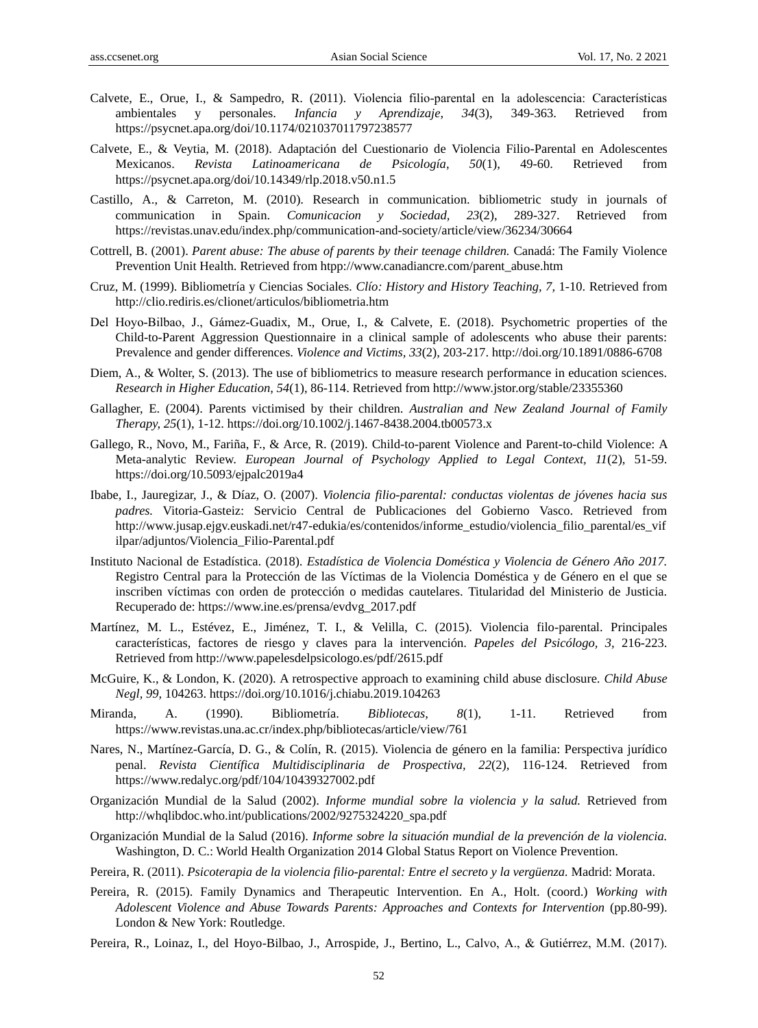Calvete, E., Orue, I., & Sampedro, R. (2011). Violencia filio-parental en la adolescencia: Características ambientales y personales. *Infancia y Aprendizaje, 34*(3), 349-363. Retrieved from https://psycnet.apa.org/doi/10.1174/021037011797238577

Calvete, E., & Veytia, M. (2018). Adaptación del Cuestionario de Violencia Filio-Parental en Adolescentes Mexicanos. *Revista Latinoamericana de Psicología*, *50*(1), 49-60. Retrieved from https://psycnet.apa.org/doi/10.14349/rlp.2018.v50.n1.5

Castillo, A., & Carreton, M. (2010). Research in communication. bibliometric study in journals of communication in Spain. *Comunicacion y Sociedad, 23*(2), 289-327. Retrieved from https://revistas.unav.edu/index.php/communication-and-society/article/view/36234/30664

Cottrell, B. (2001). *Parent abuse: The abuse of parents by their teenage children.* Canadá: The Family Violence Prevention Unit Health. Retrieved from htpp://www.canadiancre.com/parent_abuse.htm

Cruz, M. (1999). Bibliometría y Ciencias Sociales. *Clío: History and History Teaching, 7,* 1-10. Retrieved from http://clio.rediris.es/clionet/articulos/bibliometria.htm

Del Hoyo-Bilbao, J., Gámez-Guadix, M., Orue, I., & Calvete, E. (2018). Psychometric properties of the Child-to-Parent Aggression Questionnaire in a clinical sample of adolescents who abuse their parents: Prevalence and gender differences. *Violence and Victims, 33*(2), 203-217. http://doi.org/10.1891/0886-6708

Diem, A., & Wolter, S. (2013). The use of bibliometrics to measure research performance in education sciences. *Research in Higher Education, 54*(1), 86-114. Retrieved from http://www.jstor.org/stable/23355360

Gallagher, E. (2004). Parents victimised by their children. *Australian and New Zealand Journal of Family Therapy, 25*(1), 1-12. https://doi.org/10.1002/j.1467-8438.2004.tb00573.x

Gallego, R., Novo, M., Fariña, F., & Arce, R. (2019). Child-to-parent Violence and Parent-to-child Violence: A Meta-analytic Review. *European Journal of Psychology Applied to Legal Context, 11*(2), 51-59. https://doi.org/10.5093/ejpalc2019a4

Ibabe, I., Jauregizar, J., & Díaz, O. (2007). *Violencia filio-parental: conductas violentas de jóvenes hacia sus padres.* Vitoria-Gasteiz: Servicio Central de Publicaciones del Gobierno Vasco. Retrieved from http://www.jusap.ejgv.euskadi.net/r47-edukia/es/contenidos/informe_estudio/violencia_filio_parental/es_vifilpar/adjuntos/Violencia_Filio-Parental.pdf

Instituto Nacional de Estadística. (2018). *Estadística de Violencia Doméstica y Violencia de Género Año 2017.* Registro Central para la Protección de las Víctimas de la Violencia Doméstica y de Género en el que se inscriben víctimas con orden de protección o medidas cautelares. Titularidad del Ministerio de Justicia. Recuperado de: https://www.ine.es/prensa/evdvg_2017.pdf

Martínez, M. L., Estévez, E., Jiménez, T. I., & Velilla, C. (2015). Violencia filo-parental. Principales características, factores de riesgo y claves para la intervención. *Papeles del Psicólogo, 3,* 216-223. Retrieved from http://www.papelesdelpsicologo.es/pdf/2615.pdf

McGuire, K., & London, K. (2020). A retrospective approach to examining child abuse disclosure. *Child Abuse Negl, 99,* 104263. https://doi.org/10.1016/j.chiabu.2019.104263

Miranda, A. (1990). Bibliometría. *Bibliotecas, 8*(1), 1-11. Retrieved from https://www.revistas.una.ac.cr/index.php/bibliotecas/article/view/761

Nares, N., Martínez-García, D. G., & Colín, R. (2015). Violencia de género en la familia: Perspectiva jurídico penal. *Revista Científica Multidisciplinaria de Prospectiva, 22*(2), 116-124. Retrieved from https://www.redalyc.org/pdf/104/10439327002.pdf

Organización Mundial de la Salud (2002). *Informe mundial sobre la violencia y la salud.* Retrieved from http://whqlibdoc.who.int/publications/2002/9275324220_spa.pdf

Organización Mundial de la Salud (2016). *Informe sobre la situación mundial de la prevención de la violencia.* Washington, D. C.: World Health Organization 2014 Global Status Report on Violence Prevention.

Pereira, R. (2011). *Psicoterapia de la violencia filio-parental: Entre el secreto y la vergüenza.* Madrid: Morata.

Pereira, R. (2015). Family Dynamics and Therapeutic Intervention. En A., Holt. (coord.) *Working with Adolescent Violence and Abuse Towards Parents: Approaches and Contexts for Intervention* (pp.80-99). London & New York: Routledge.

Pereira, R., Loinaz, I., del Hoyo-Bilbao, J., Arrospide, J., Bertino, L., Calvo, A., & Gutiérrez, M.M. (2017).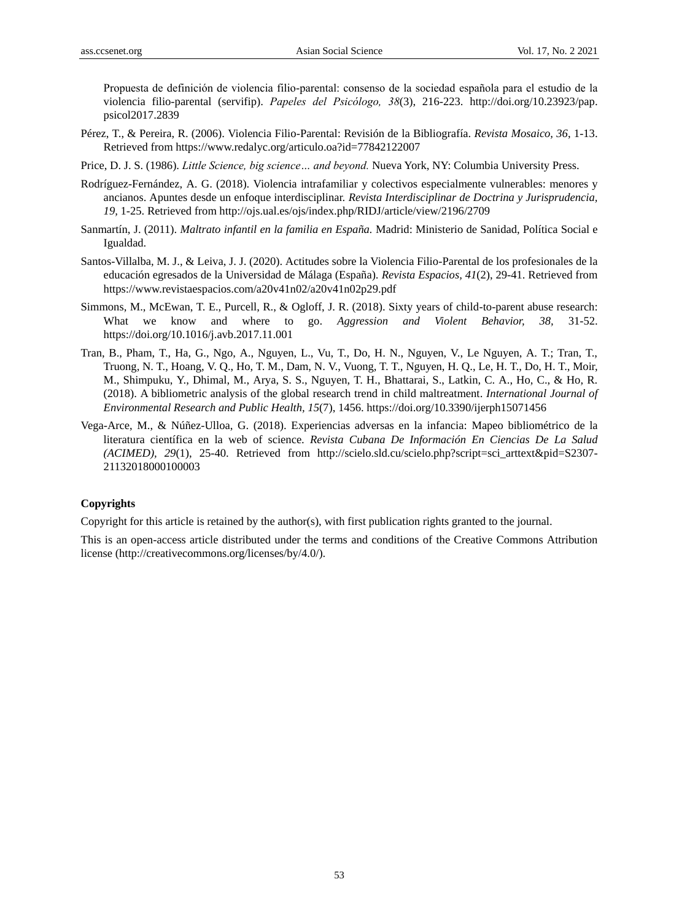Propuesta de definición de violencia filio-parental: consenso de la sociedad española para el estudio de la violencia filio-parental (servifip). *Papeles del Psicólogo, 38*(3), 216-223. http://doi.org/10.23923/pap.psicol2017.2839

Pérez, T., & Pereira, R. (2006). Violencia Filio-Parental: Revisión de la Bibliografía. *Revista Mosaico, 36*, 1-13. Retrieved from https://www.redalyc.org/articulo.oa?id=77842122007

Price, D. J. S. (1986). *Little Science, big science… and beyond.* Nueva York, NY: Columbia University Press.

Rodríguez-Fernández, A. G. (2018). Violencia intrafamiliar y colectivos especialmente vulnerables: menores y ancianos. Apuntes desde un enfoque interdisciplinar. *Revista Interdisciplinar de Doctrina y Jurisprudencia, 19,* 1-25. Retrieved from http://ojs.ual.es/ojs/index.php/RIDJ/article/view/2196/2709

Sanmartín, J. (2011). *Maltrato infantil en la familia en España.* Madrid: Ministerio de Sanidad, Política Social e Igualdad.

Santos-Villalba, M. J., & Leiva, J. J. (2020). Actitudes sobre la Violencia Filio-Parental de los profesionales de la educación egresados de la Universidad de Málaga (España). *Revista Espacios, 41*(2), 29-41. Retrieved from https://www.revistaespacios.com/a20v41n02/a20v41n02p29.pdf

Simmons, M., McEwan, T. E., Purcell, R., & Ogloff, J. R. (2018). Sixty years of child-to-parent abuse research: What we know and where to go. *Aggression and Violent Behavior, 38,* 31-52. https://doi.org/10.1016/j.avb.2017.11.001

Tran, B., Pham, T., Ha, G., Ngo, A., Nguyen, L., Vu, T., Do, H. N., Nguyen, V., Le Nguyen, A. T.; Tran, T., Truong, N. T., Hoang, V. Q., Ho, T. M., Dam, N. V., Vuong, T. T., Nguyen, H. Q., Le, H. T., Do, H. T., Moir, M., Shimpuku, Y., Dhimal, M., Arya, S. S., Nguyen, T. H., Bhattarai, S., Latkin, C. A., Ho, C., & Ho, R. (2018). A bibliometric analysis of the global research trend in child maltreatment. *International Journal of Environmental Research and Public Health, 15*(7), 1456. https://doi.org/10.3390/ijerph15071456

Vega-Arce, M., & Núñez-Ulloa, G. (2018). Experiencias adversas en la infancia: Mapeo bibliométrico de la literatura científica en la web of science. *Revista Cubana De Información En Ciencias De La Salud (ACIMED), 29*(1), 25-40. Retrieved from http://scielo.sld.cu/scielo.php?script=sci_arttext&pid=S2307-21132018000100003

**Copyrights**

Copyright for this article is retained by the author(s), with first publication rights granted to the journal.

This is an open-access article distributed under the terms and conditions of the Creative Commons Attribution license (http://creativecommons.org/licenses/by/4.0/).